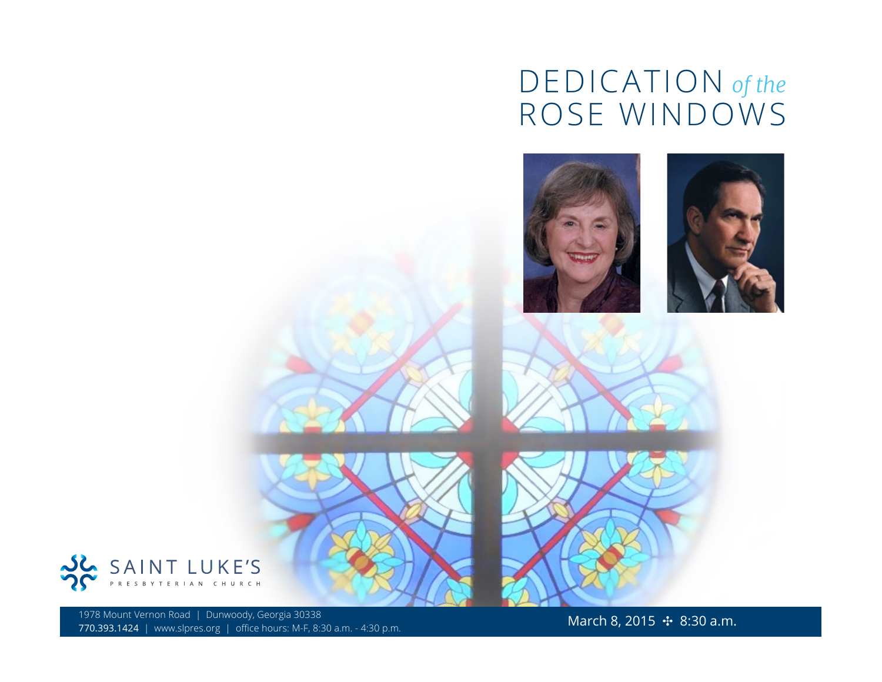# DEDICATION *of the* ROSE WINDOWS

SAINT LUKE'S

PRESBYTERIAN CHURCH

1978 Mount Vernon Road | Dunwoody, Georgia 30338

**770.393.1424** | www.slpres.org | office hours: M-F, 8:30 a.m. - 4:30 p.m.

March 8, 2015 ✣ 8:30 a.m.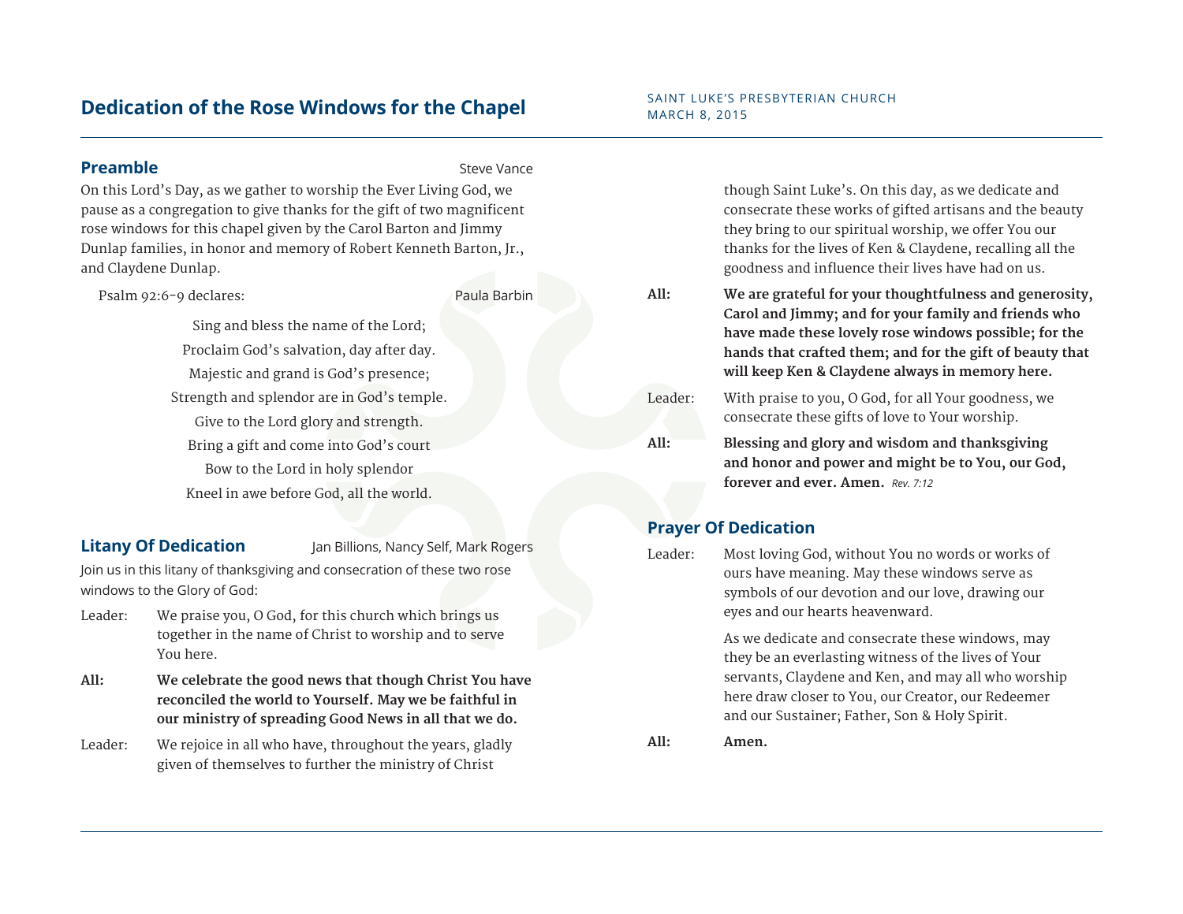# Dedication of the Rose Windows for the Chapel

SAINT LUKE'S PRESBYTERIAN CHURCH
MARCH 8, 2015

## Preamble

Steve Vance

On this Lord's Day, as we gather to worship the Ever Living God, we pause as a congregation to give thanks for the gift of two magnificent rose windows for this chapel given by the Carol Barton and Jimmy Dunlap families, in honor and memory of Robert Kenneth Barton, Jr., and Claydene Dunlap.

Psalm 92:6-9 declares: — Paula Barbin

Sing and bless the name of the Lord;
Proclaim God's salvation, day after day.
Majestic and grand is God's presence;
Strength and splendor are in God's temple.
Give to the Lord glory and strength.
Bring a gift and come into God's court
Bow to the Lord in holy splendor
Kneel in awe before God, all the world.

## Litany Of Dedication

Jan Billions, Nancy Self, Mark Rogers

Join us in this litany of thanksgiving and consecration of these two rose windows to the Glory of God:

Leader: We praise you, O God, for this church which brings us together in the name of Christ to worship and to serve You here.

**All: We celebrate the good news that though Christ You have reconciled the world to Yourself. May we be faithful in our ministry of spreading Good News in all that we do.**

Leader: We rejoice in all who have, throughout the years, gladly given of themselves to further the ministry of Christ though Saint Luke's. On this day, as we dedicate and consecrate these works of gifted artisans and the beauty they bring to our spiritual worship, we offer You our thanks for the lives of Ken & Claydene, recalling all the goodness and influence their lives have had on us.

**All: We are grateful for your thoughtfulness and generosity, Carol and Jimmy; and for your family and friends who have made these lovely rose windows possible; for the hands that crafted them; and for the gift of beauty that will keep Ken & Claydene always in memory here.**

Leader: With praise to you, O God, for all Your goodness, we consecrate these gifts of love to Your worship.

**All: Blessing and glory and wisdom and thanksgiving and honor and power and might be to You, our God, forever and ever. Amen.** *Rev. 7:12*

## Prayer Of Dedication

Leader: Most loving God, without You no words or works of ours have meaning. May these windows serve as symbols of our devotion and our love, drawing our eyes and our hearts heavenward.

As we dedicate and consecrate these windows, may they be an everlasting witness of the lives of Your servants, Claydene and Ken, and may all who worship here draw closer to You, our Creator, our Redeemer and our Sustainer; Father, Son & Holy Spirit.

**All: Amen.**